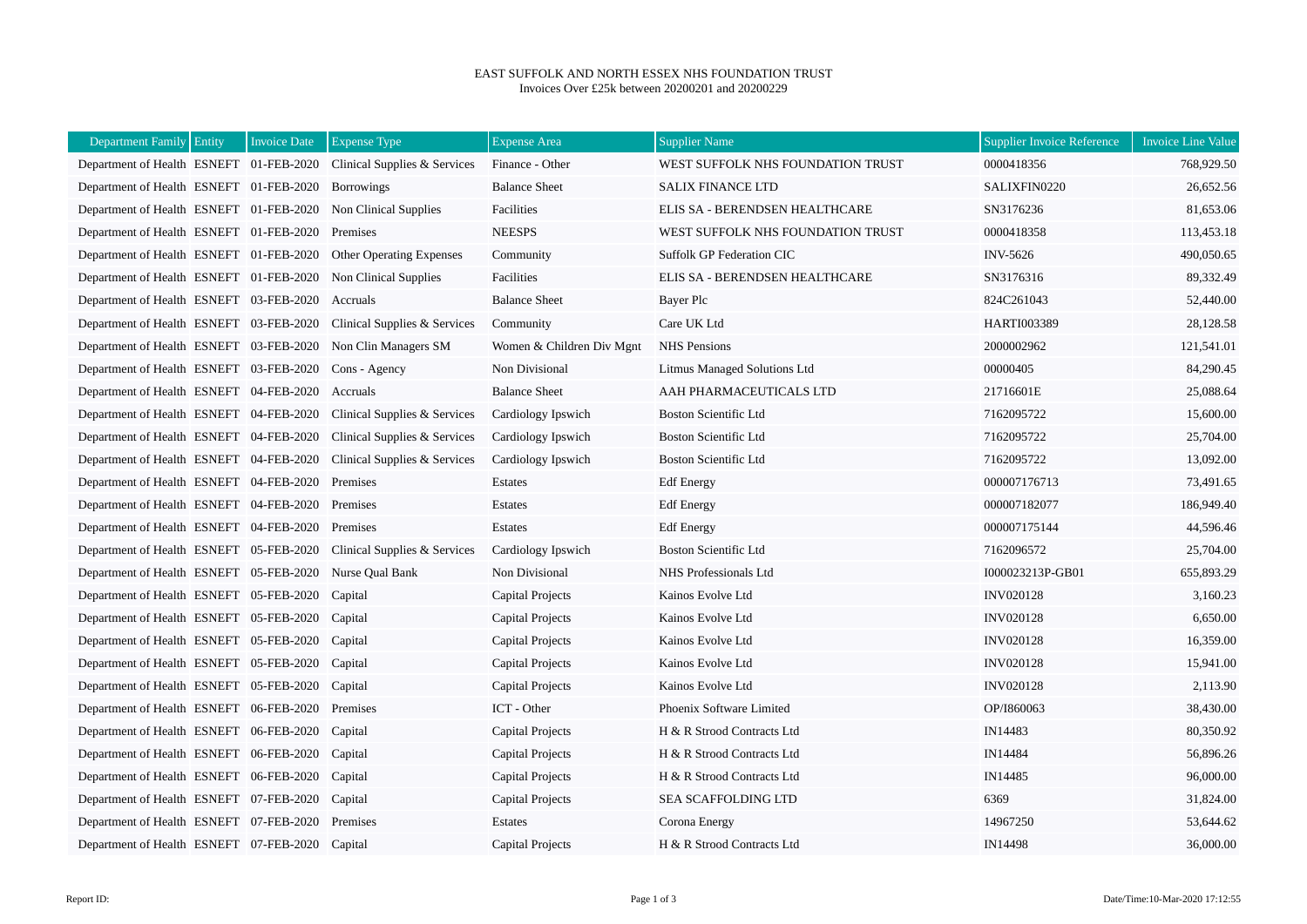# EAST SUFFOLK AND NORTH ESSEX NHS FOUNDATION TRUST

Invoices Over £25k between 20200201 and 20200229

| Department Family | Entity | Invoice Date | Expense Type | Expense Area | Supplier Name | Supplier Invoice Reference | Invoice Line Value |
|---|---|---|---|---|---|---|---|
| Department of Health | ESNEFT | 01-FEB-2020 | Clinical Supplies & Services | Finance - Other | WEST SUFFOLK NHS FOUNDATION TRUST | 0000418356 | 768,929.50 |
| Department of Health | ESNEFT | 01-FEB-2020 | Borrowings | Balance Sheet | SALIX FINANCE LTD | SALIXFIN0220 | 26,652.56 |
| Department of Health | ESNEFT | 01-FEB-2020 | Non Clinical Supplies | Facilities | ELIS SA - BERENDSEN HEALTHCARE | SN3176236 | 81,653.06 |
| Department of Health | ESNEFT | 01-FEB-2020 | Premises | NEESPS | WEST SUFFOLK NHS FOUNDATION TRUST | 0000418358 | 113,453.18 |
| Department of Health | ESNEFT | 01-FEB-2020 | Other Operating Expenses | Community | Suffolk GP Federation CIC | INV-5626 | 490,050.65 |
| Department of Health | ESNEFT | 01-FEB-2020 | Non Clinical Supplies | Facilities | ELIS SA - BERENDSEN HEALTHCARE | SN3176316 | 89,332.49 |
| Department of Health | ESNEFT | 03-FEB-2020 | Accruals | Balance Sheet | Bayer Plc | 824C261043 | 52,440.00 |
| Department of Health | ESNEFT | 03-FEB-2020 | Clinical Supplies & Services | Community | Care UK Ltd | HARTI003389 | 28,128.58 |
| Department of Health | ESNEFT | 03-FEB-2020 | Non Clin Managers SM | Women & Children Div Mgnt | NHS Pensions | 2000002962 | 121,541.01 |
| Department of Health | ESNEFT | 03-FEB-2020 | Cons - Agency | Non Divisional | Litmus Managed Solutions Ltd | 00000405 | 84,290.45 |
| Department of Health | ESNEFT | 04-FEB-2020 | Accruals | Balance Sheet | AAH PHARMACEUTICALS LTD | 21716601E | 25,088.64 |
| Department of Health | ESNEFT | 04-FEB-2020 | Clinical Supplies & Services | Cardiology Ipswich | Boston Scientific Ltd | 7162095722 | 15,600.00 |
| Department of Health | ESNEFT | 04-FEB-2020 | Clinical Supplies & Services | Cardiology Ipswich | Boston Scientific Ltd | 7162095722 | 25,704.00 |
| Department of Health | ESNEFT | 04-FEB-2020 | Clinical Supplies & Services | Cardiology Ipswich | Boston Scientific Ltd | 7162095722 | 13,092.00 |
| Department of Health | ESNEFT | 04-FEB-2020 | Premises | Estates | Edf Energy | 000007176713 | 73,491.65 |
| Department of Health | ESNEFT | 04-FEB-2020 | Premises | Estates | Edf Energy | 000007182077 | 186,949.40 |
| Department of Health | ESNEFT | 04-FEB-2020 | Premises | Estates | Edf Energy | 000007175144 | 44,596.46 |
| Department of Health | ESNEFT | 05-FEB-2020 | Clinical Supplies & Services | Cardiology Ipswich | Boston Scientific Ltd | 7162096572 | 25,704.00 |
| Department of Health | ESNEFT | 05-FEB-2020 | Nurse Qual Bank | Non Divisional | NHS Professionals Ltd | I000023213P-GB01 | 655,893.29 |
| Department of Health | ESNEFT | 05-FEB-2020 | Capital | Capital Projects | Kainos Evolve Ltd | INV020128 | 3,160.23 |
| Department of Health | ESNEFT | 05-FEB-2020 | Capital | Capital Projects | Kainos Evolve Ltd | INV020128 | 6,650.00 |
| Department of Health | ESNEFT | 05-FEB-2020 | Capital | Capital Projects | Kainos Evolve Ltd | INV020128 | 16,359.00 |
| Department of Health | ESNEFT | 05-FEB-2020 | Capital | Capital Projects | Kainos Evolve Ltd | INV020128 | 15,941.00 |
| Department of Health | ESNEFT | 05-FEB-2020 | Capital | Capital Projects | Kainos Evolve Ltd | INV020128 | 2,113.90 |
| Department of Health | ESNEFT | 06-FEB-2020 | Premises | ICT - Other | Phoenix Software Limited | OP/I860063 | 38,430.00 |
| Department of Health | ESNEFT | 06-FEB-2020 | Capital | Capital Projects | H & R Strood Contracts Ltd | IN14483 | 80,350.92 |
| Department of Health | ESNEFT | 06-FEB-2020 | Capital | Capital Projects | H & R Strood Contracts Ltd | IN14484 | 56,896.26 |
| Department of Health | ESNEFT | 06-FEB-2020 | Capital | Capital Projects | H & R Strood Contracts Ltd | IN14485 | 96,000.00 |
| Department of Health | ESNEFT | 07-FEB-2020 | Capital | Capital Projects | SEA SCAFFOLDING LTD | 6369 | 31,824.00 |
| Department of Health | ESNEFT | 07-FEB-2020 | Premises | Estates | Corona Energy | 14967250 | 53,644.62 |
| Department of Health | ESNEFT | 07-FEB-2020 | Capital | Capital Projects | H & R Strood Contracts Ltd | IN14498 | 36,000.00 |

Report ID:

Date/Time:10-Mar-2020 17:12:55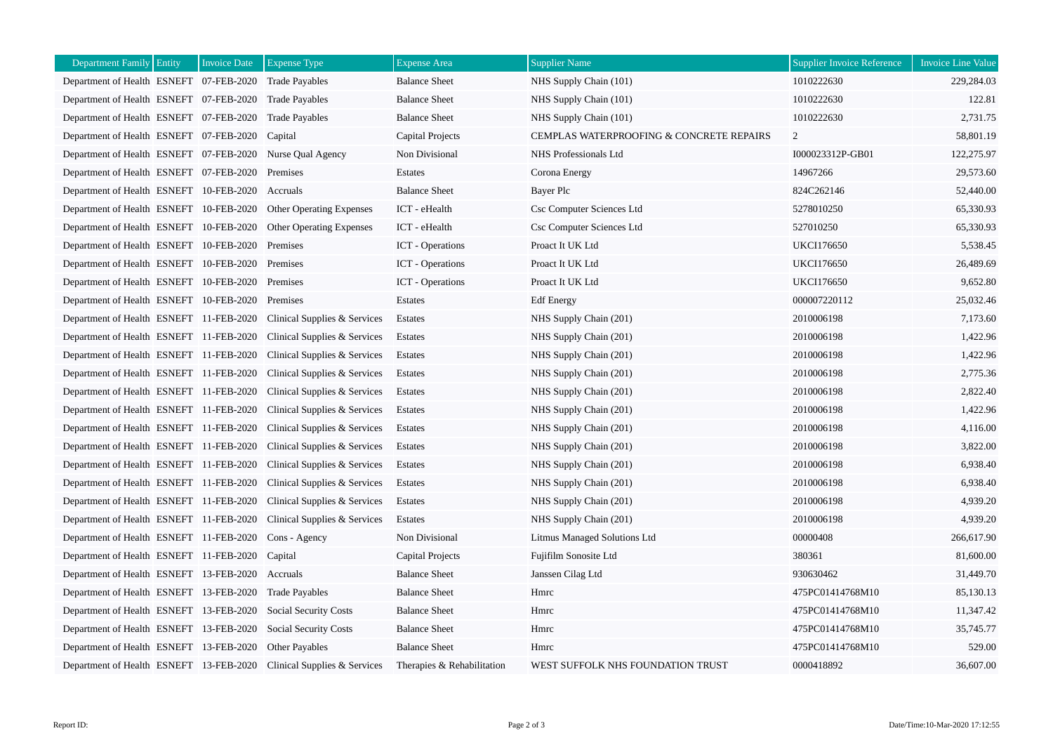| Department Family | Entity | Invoice Date | Expense Type | Expense Area | Supplier Name | Supplier Invoice Reference | Invoice Line Value |
|---|---|---|---|---|---|---|---|
| Department of Health | ESNEFT | 07-FEB-2020 | Trade Payables | Balance Sheet | NHS Supply Chain (101) | 1010222630 | 229,284.03 |
| Department of Health | ESNEFT | 07-FEB-2020 | Trade Payables | Balance Sheet | NHS Supply Chain (101) | 1010222630 | 122.81 |
| Department of Health | ESNEFT | 07-FEB-2020 | Trade Payables | Balance Sheet | NHS Supply Chain (101) | 1010222630 | 2,731.75 |
| Department of Health | ESNEFT | 07-FEB-2020 | Capital | Capital Projects | CEMPLAS WATERPROOFING & CONCRETE REPAIRS | 2 | 58,801.19 |
| Department of Health | ESNEFT | 07-FEB-2020 | Nurse Qual Agency | Non Divisional | NHS Professionals Ltd | I000023312P-GB01 | 122,275.97 |
| Department of Health | ESNEFT | 07-FEB-2020 | Premises | Estates | Corona Energy | 14967266 | 29,573.60 |
| Department of Health | ESNEFT | 10-FEB-2020 | Accruals | Balance Sheet | Bayer Plc | 824C262146 | 52,440.00 |
| Department of Health | ESNEFT | 10-FEB-2020 | Other Operating Expenses | ICT - eHealth | Csc Computer Sciences Ltd | 5278010250 | 65,330.93 |
| Department of Health | ESNEFT | 10-FEB-2020 | Other Operating Expenses | ICT - eHealth | Csc Computer Sciences Ltd | 527010250 | 65,330.93 |
| Department of Health | ESNEFT | 10-FEB-2020 | Premises | ICT - Operations | Proact It UK Ltd | UKCI176650 | 5,538.45 |
| Department of Health | ESNEFT | 10-FEB-2020 | Premises | ICT - Operations | Proact It UK Ltd | UKCI176650 | 26,489.69 |
| Department of Health | ESNEFT | 10-FEB-2020 | Premises | ICT - Operations | Proact It UK Ltd | UKCI176650 | 9,652.80 |
| Department of Health | ESNEFT | 10-FEB-2020 | Premises | Estates | Edf Energy | 000007220112 | 25,032.46 |
| Department of Health | ESNEFT | 11-FEB-2020 | Clinical Supplies & Services | Estates | NHS Supply Chain (201) | 2010006198 | 7,173.60 |
| Department of Health | ESNEFT | 11-FEB-2020 | Clinical Supplies & Services | Estates | NHS Supply Chain (201) | 2010006198 | 1,422.96 |
| Department of Health | ESNEFT | 11-FEB-2020 | Clinical Supplies & Services | Estates | NHS Supply Chain (201) | 2010006198 | 1,422.96 |
| Department of Health | ESNEFT | 11-FEB-2020 | Clinical Supplies & Services | Estates | NHS Supply Chain (201) | 2010006198 | 2,775.36 |
| Department of Health | ESNEFT | 11-FEB-2020 | Clinical Supplies & Services | Estates | NHS Supply Chain (201) | 2010006198 | 2,822.40 |
| Department of Health | ESNEFT | 11-FEB-2020 | Clinical Supplies & Services | Estates | NHS Supply Chain (201) | 2010006198 | 1,422.96 |
| Department of Health | ESNEFT | 11-FEB-2020 | Clinical Supplies & Services | Estates | NHS Supply Chain (201) | 2010006198 | 4,116.00 |
| Department of Health | ESNEFT | 11-FEB-2020 | Clinical Supplies & Services | Estates | NHS Supply Chain (201) | 2010006198 | 3,822.00 |
| Department of Health | ESNEFT | 11-FEB-2020 | Clinical Supplies & Services | Estates | NHS Supply Chain (201) | 2010006198 | 6,938.40 |
| Department of Health | ESNEFT | 11-FEB-2020 | Clinical Supplies & Services | Estates | NHS Supply Chain (201) | 2010006198 | 6,938.40 |
| Department of Health | ESNEFT | 11-FEB-2020 | Clinical Supplies & Services | Estates | NHS Supply Chain (201) | 2010006198 | 4,939.20 |
| Department of Health | ESNEFT | 11-FEB-2020 | Clinical Supplies & Services | Estates | NHS Supply Chain (201) | 2010006198 | 4,939.20 |
| Department of Health | ESNEFT | 11-FEB-2020 | Cons - Agency | Non Divisional | Litmus Managed Solutions Ltd | 00000408 | 266,617.90 |
| Department of Health | ESNEFT | 11-FEB-2020 | Capital | Capital Projects | Fujifilm Sonosite Ltd | 380361 | 81,600.00 |
| Department of Health | ESNEFT | 13-FEB-2020 | Accruals | Balance Sheet | Janssen Cilag Ltd | 930630462 | 31,449.70 |
| Department of Health | ESNEFT | 13-FEB-2020 | Trade Payables | Balance Sheet | Hmrc | 475PC01414768M10 | 85,130.13 |
| Department of Health | ESNEFT | 13-FEB-2020 | Social Security Costs | Balance Sheet | Hmrc | 475PC01414768M10 | 11,347.42 |
| Department of Health | ESNEFT | 13-FEB-2020 | Social Security Costs | Balance Sheet | Hmrc | 475PC01414768M10 | 35,745.77 |
| Department of Health | ESNEFT | 13-FEB-2020 | Other Payables | Balance Sheet | Hmrc | 475PC01414768M10 | 529.00 |
| Department of Health | ESNEFT | 13-FEB-2020 | Clinical Supplies & Services | Therapies & Rehabilitation | WEST SUFFOLK NHS FOUNDATION TRUST | 0000418892 | 36,607.00 |

Report ID:

Date/Time:10-Mar-2020 17:12:55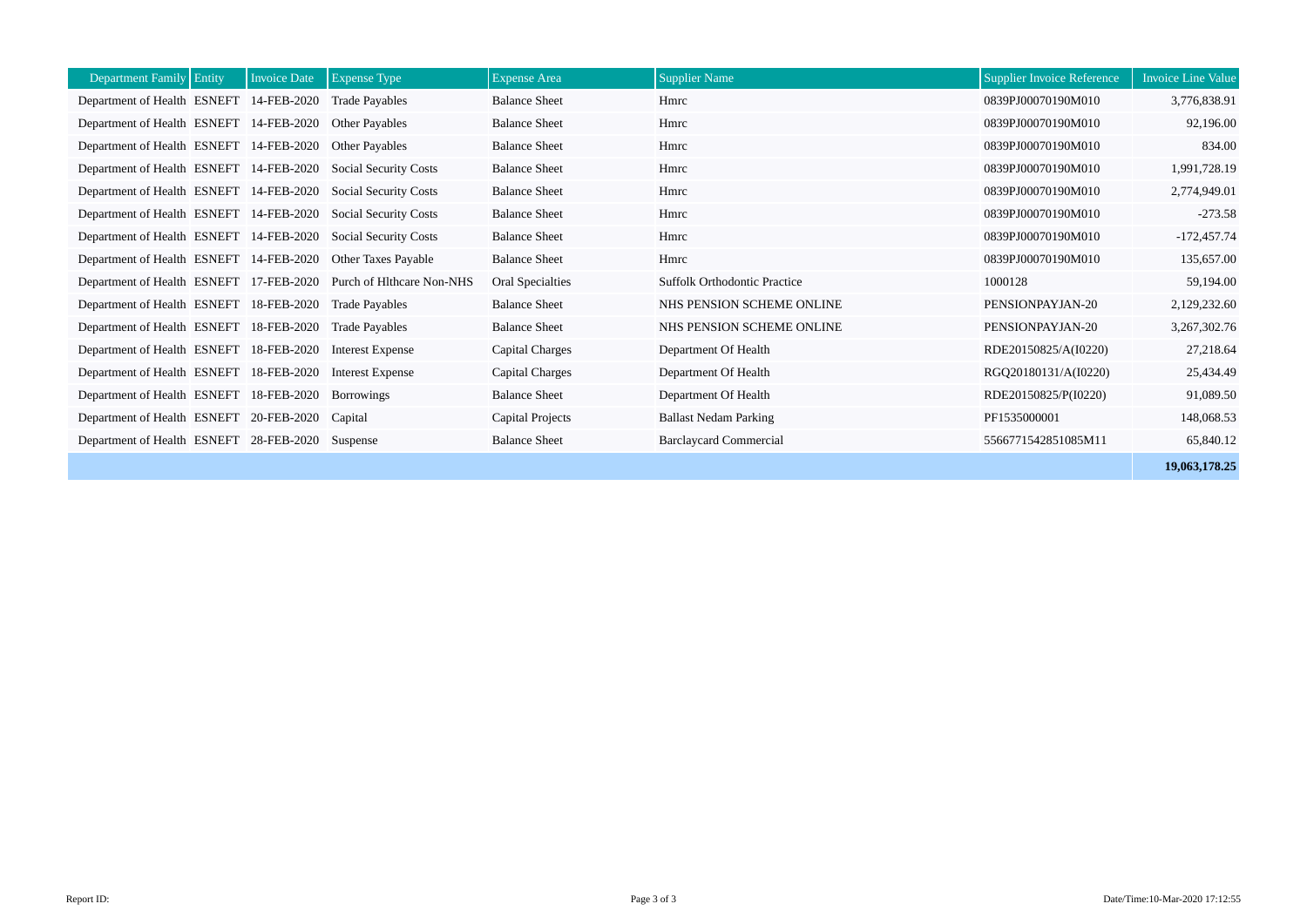| Department Family | Entity | Invoice Date | Expense Type | Expense Area | Supplier Name | Supplier Invoice Reference | Invoice Line Value |
|---|---|---|---|---|---|---|---|
| Department of Health | ESNEFT | 14-FEB-2020 | Trade Payables | Balance Sheet | Hmrc | 0839PJ00070190M010 | 3,776,838.91 |
| Department of Health | ESNEFT | 14-FEB-2020 | Other Payables | Balance Sheet | Hmrc | 0839PJ00070190M010 | 92,196.00 |
| Department of Health | ESNEFT | 14-FEB-2020 | Other Payables | Balance Sheet | Hmrc | 0839PJ00070190M010 | 834.00 |
| Department of Health | ESNEFT | 14-FEB-2020 | Social Security Costs | Balance Sheet | Hmrc | 0839PJ00070190M010 | 1,991,728.19 |
| Department of Health | ESNEFT | 14-FEB-2020 | Social Security Costs | Balance Sheet | Hmrc | 0839PJ00070190M010 | 2,774,949.01 |
| Department of Health | ESNEFT | 14-FEB-2020 | Social Security Costs | Balance Sheet | Hmrc | 0839PJ00070190M010 | -273.58 |
| Department of Health | ESNEFT | 14-FEB-2020 | Social Security Costs | Balance Sheet | Hmrc | 0839PJ00070190M010 | -172,457.74 |
| Department of Health | ESNEFT | 14-FEB-2020 | Other Taxes Payable | Balance Sheet | Hmrc | 0839PJ00070190M010 | 135,657.00 |
| Department of Health | ESNEFT | 17-FEB-2020 | Purch of Hlthcare Non-NHS | Oral Specialties | Suffolk Orthodontic Practice | 1000128 | 59,194.00 |
| Department of Health | ESNEFT | 18-FEB-2020 | Trade Payables | Balance Sheet | NHS PENSION SCHEME ONLINE | PENSIONPAYJAN-20 | 2,129,232.60 |
| Department of Health | ESNEFT | 18-FEB-2020 | Trade Payables | Balance Sheet | NHS PENSION SCHEME ONLINE | PENSIONPAYJAN-20 | 3,267,302.76 |
| Department of Health | ESNEFT | 18-FEB-2020 | Interest Expense | Capital Charges | Department Of Health | RDE20150825/A(I0220) | 27,218.64 |
| Department of Health | ESNEFT | 18-FEB-2020 | Interest Expense | Capital Charges | Department Of Health | RGQ20180131/A(I0220) | 25,434.49 |
| Department of Health | ESNEFT | 18-FEB-2020 | Borrowings | Balance Sheet | Department Of Health | RDE20150825/P(I0220) | 91,089.50 |
| Department of Health | ESNEFT | 20-FEB-2020 | Capital | Capital Projects | Ballast Nedam Parking | PF1535000001 | 148,068.53 |
| Department of Health | ESNEFT | 28-FEB-2020 | Suspense | Balance Sheet | Barclaycard Commercial | 5566771542851085M11 | 65,840.12 |
| | | | | | | | **19,063,178.25** |

Report ID:

Date/Time:10-Mar-2020 17:12:55